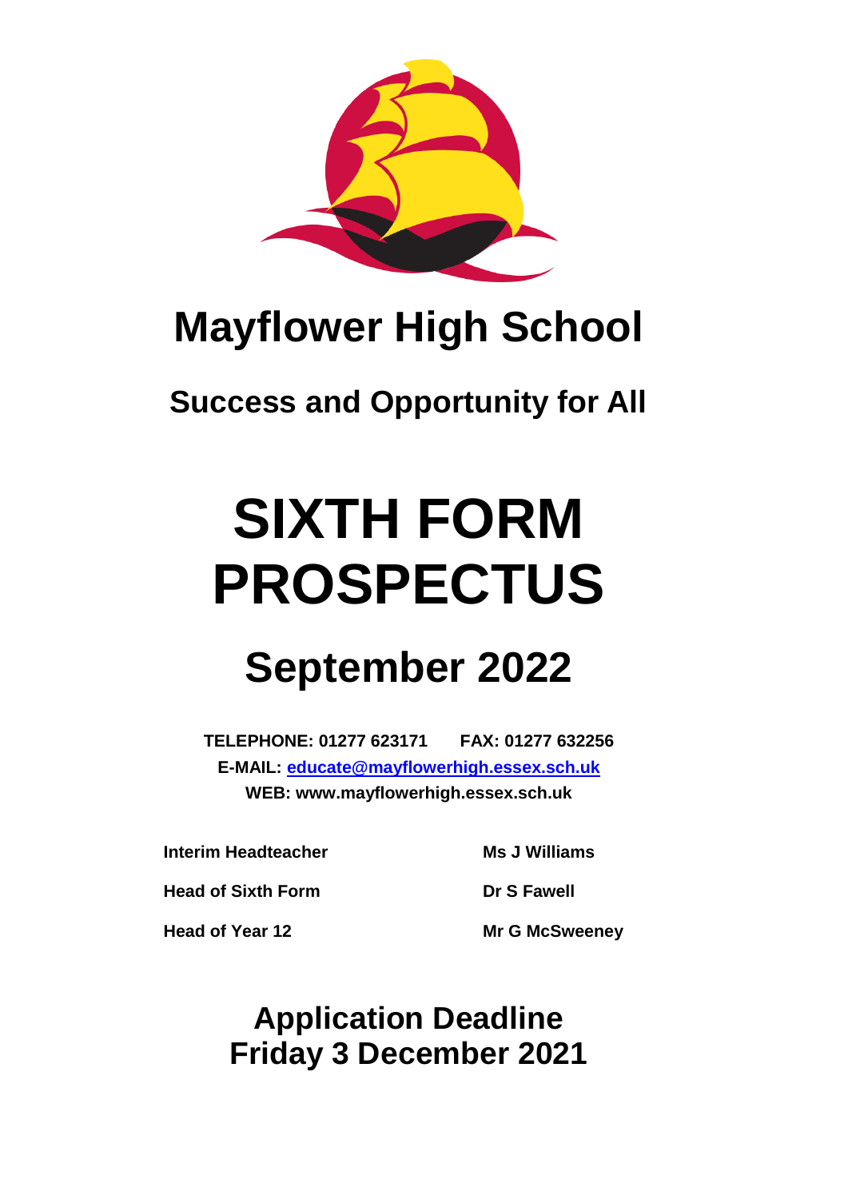# Mayflower High School

## Success and Opportunity for All

# SIXTH FORM PROSPECTUS

## September 2022

**TELEPHONE: 01277 623171 FAX: 01277 632256**
**E-MAIL: educate@mayflowerhigh.essex.sch.uk**
**WEB: www.mayflowerhigh.essex.sch.uk**

| | |
|---|---|
| **Interim Headteacher** | **Ms J Williams** |
| **Head of Sixth Form** | **Dr S Fawell** |
| **Head of Year 12** | **Mr G McSweeney** |

## Application Deadline
## Friday 3 December 2021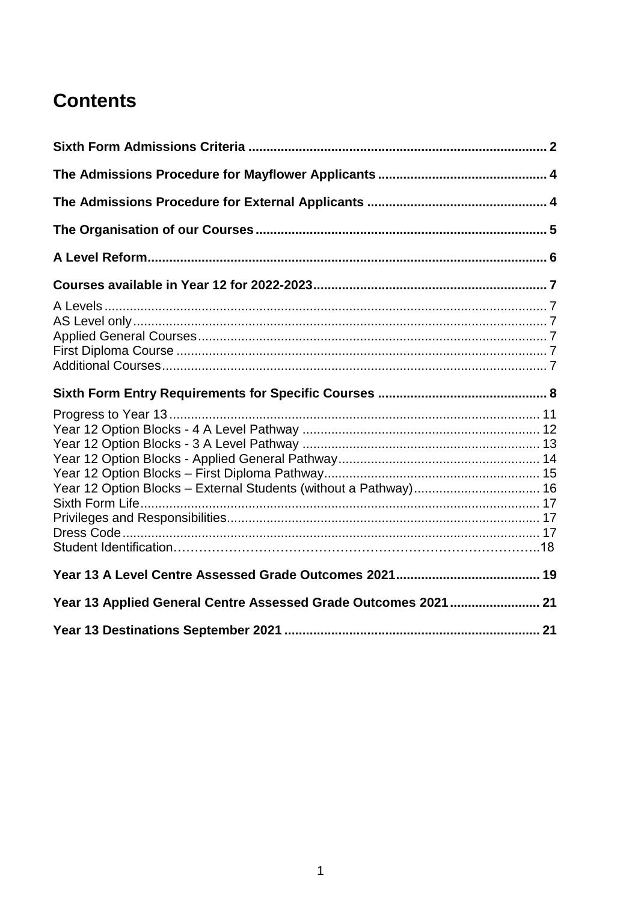# Contents

**Sixth Form Admissions Criteria ... 2**

**The Admissions Procedure for Mayflower Applicants ... 4**

**The Admissions Procedure for External Applicants ... 4**

**The Organisation of our Courses ... 5**

**A Level Reform ... 6**

**Courses available in Year 12 for 2022-2023 ... 7**

A Levels ... 7
AS Level only ... 7
Applied General Courses ... 7
First Diploma Course ... 7
Additional Courses ... 7

**Sixth Form Entry Requirements for Specific Courses ... 8**

Progress to Year 13 ... 11
Year 12 Option Blocks - 4 A Level Pathway ... 12
Year 12 Option Blocks - 3 A Level Pathway ... 13
Year 12 Option Blocks - Applied General Pathway ... 14
Year 12 Option Blocks – First Diploma Pathway ... 15
Year 12 Option Blocks – External Students (without a Pathway) ... 16
Sixth Form Life ... 17
Privileges and Responsibilities ... 17
Dress Code ... 17
Student Identification ... 18

**Year 13 A Level Centre Assessed Grade Outcomes 2021 ... 19**

**Year 13 Applied General Centre Assessed Grade Outcomes 2021 ... 21**

**Year 13 Destinations September 2021 ... 21**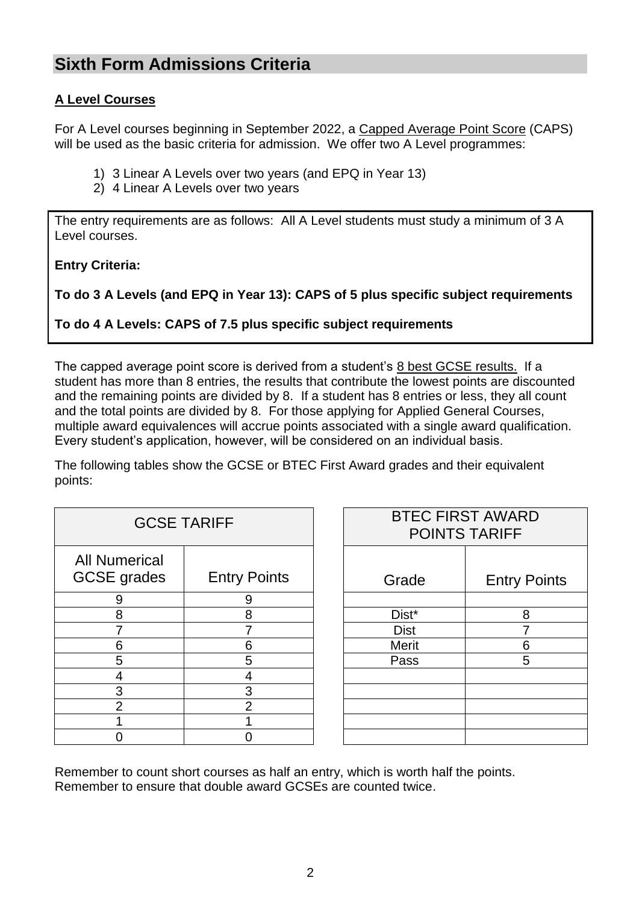## Sixth Form Admissions Criteria

**A Level Courses**

For A Level courses beginning in September 2022, a Capped Average Point Score (CAPS) will be used as the basic criteria for admission. We offer two A Level programmes:

1) 3 Linear A Levels over two years (and EPQ in Year 13)
2) 4 Linear A Levels over two years

The entry requirements are as follows: All A Level students must study a minimum of 3 A Level courses.

**Entry Criteria:**

**To do 3 A Levels (and EPQ in Year 13): CAPS of 5 plus specific subject requirements**

**To do 4 A Levels: CAPS of 7.5 plus specific subject requirements**

The capped average point score is derived from a student's 8 best GCSE results. If a student has more than 8 entries, the results that contribute the lowest points are discounted and the remaining points are divided by 8. If a student has 8 entries or less, they all count and the total points are divided by 8. For those applying for Applied General Courses, multiple award equivalences will accrue points associated with a single award qualification. Every student's application, however, will be considered on an individual basis.

The following tables show the GCSE or BTEC First Award grades and their equivalent points:

| GCSE TARIFF | |
|---|---|
| All Numerical GCSE grades | Entry Points |
| 9 | 9 |
| 8 | 8 |
| 7 | 7 |
| 6 | 6 |
| 5 | 5 |
| 4 | 4 |
| 3 | 3 |
| 2 | 2 |
| 1 | 1 |
| 0 | 0 |

| BTEC FIRST AWARD POINTS TARIFF | |
|---|---|
| Grade | Entry Points |
| | |
| Dist* | 8 |
| Dist | 7 |
| Merit | 6 |
| Pass | 5 |
| | |
| | |
| | |
| | |
| | |

Remember to count short courses as half an entry, which is worth half the points.
Remember to ensure that double award GCSEs are counted twice.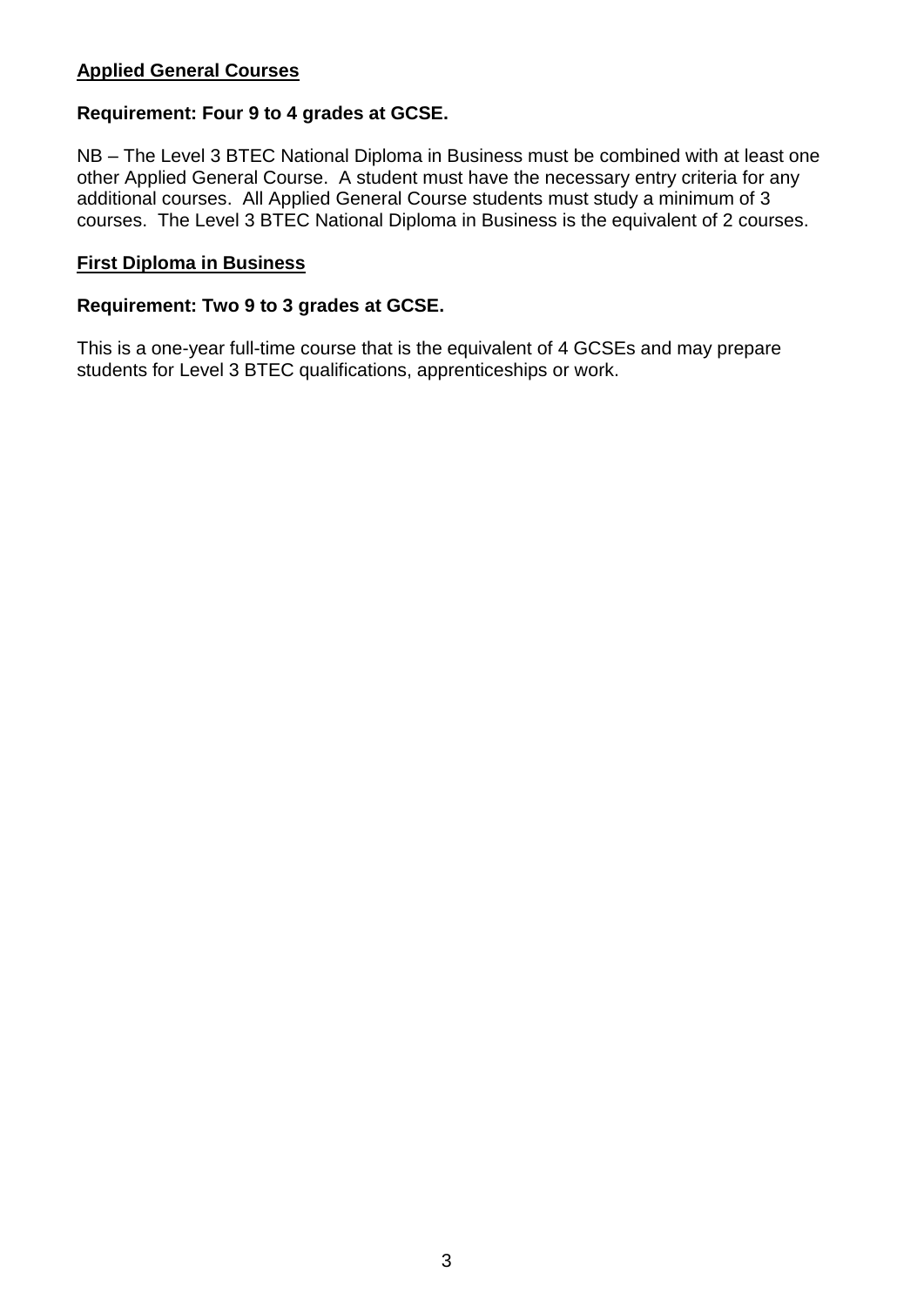## Applied General Courses

**Requirement: Four 9 to 4 grades at GCSE.**

NB – The Level 3 BTEC National Diploma in Business must be combined with at least one other Applied General Course. A student must have the necessary entry criteria for any additional courses. All Applied General Course students must study a minimum of 3 courses. The Level 3 BTEC National Diploma in Business is the equivalent of 2 courses.

## First Diploma in Business

**Requirement: Two 9 to 3 grades at GCSE.**

This is a one-year full-time course that is the equivalent of 4 GCSEs and may prepare students for Level 3 BTEC qualifications, apprenticeships or work.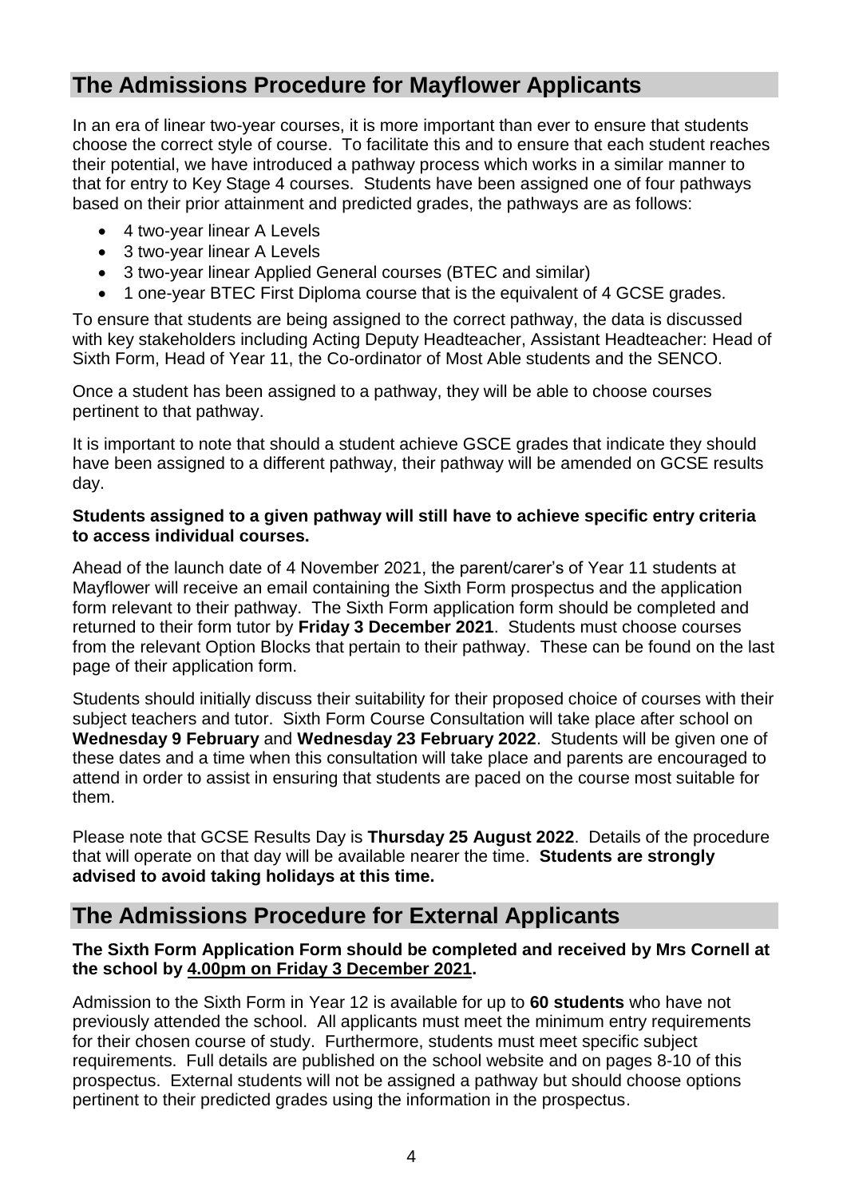## The Admissions Procedure for Mayflower Applicants

In an era of linear two-year courses, it is more important than ever to ensure that students choose the correct style of course. To facilitate this and to ensure that each student reaches their potential, we have introduced a pathway process which works in a similar manner to that for entry to Key Stage 4 courses. Students have been assigned one of four pathways based on their prior attainment and predicted grades, the pathways are as follows:

- 4 two-year linear A Levels
- 3 two-year linear A Levels
- 3 two-year linear Applied General courses (BTEC and similar)
- 1 one-year BTEC First Diploma course that is the equivalent of 4 GCSE grades.

To ensure that students are being assigned to the correct pathway, the data is discussed with key stakeholders including Acting Deputy Headteacher, Assistant Headteacher: Head of Sixth Form, Head of Year 11, the Co-ordinator of Most Able students and the SENCO.

Once a student has been assigned to a pathway, they will be able to choose courses pertinent to that pathway.

It is important to note that should a student achieve GSCE grades that indicate they should have been assigned to a different pathway, their pathway will be amended on GCSE results day.

**Students assigned to a given pathway will still have to achieve specific entry criteria to access individual courses.**

Ahead of the launch date of 4 November 2021, the parent/carer's of Year 11 students at Mayflower will receive an email containing the Sixth Form prospectus and the application form relevant to their pathway. The Sixth Form application form should be completed and returned to their form tutor by **Friday 3 December 2021**. Students must choose courses from the relevant Option Blocks that pertain to their pathway. These can be found on the last page of their application form.

Students should initially discuss their suitability for their proposed choice of courses with their subject teachers and tutor. Sixth Form Course Consultation will take place after school on **Wednesday 9 February** and **Wednesday 23 February 2022**. Students will be given one of these dates and a time when this consultation will take place and parents are encouraged to attend in order to assist in ensuring that students are paced on the course most suitable for them.

Please note that GCSE Results Day is **Thursday 25 August 2022**. Details of the procedure that will operate on that day will be available nearer the time. **Students are strongly advised to avoid taking holidays at this time.**

## The Admissions Procedure for External Applicants

**The Sixth Form Application Form should be completed and received by Mrs Cornell at the school by <u>4.00pm on Friday 3 December 2021</u>.**

Admission to the Sixth Form in Year 12 is available for up to **60 students** who have not previously attended the school. All applicants must meet the minimum entry requirements for their chosen course of study. Furthermore, students must meet specific subject requirements. Full details are published on the school website and on pages 8-10 of this prospectus. External students will not be assigned a pathway but should choose options pertinent to their predicted grades using the information in the prospectus.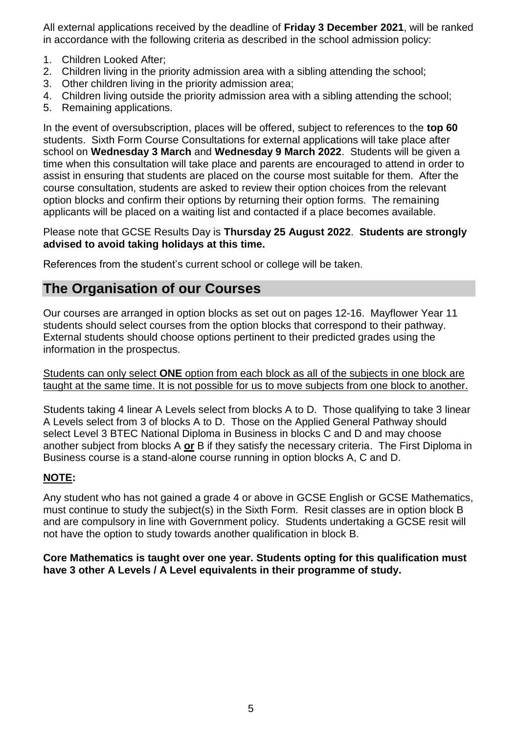All external applications received by the deadline of **Friday 3 December 2021**, will be ranked in accordance with the following criteria as described in the school admission policy:

1. Children Looked After;
2. Children living in the priority admission area with a sibling attending the school;
3. Other children living in the priority admission area;
4. Children living outside the priority admission area with a sibling attending the school;
5. Remaining applications.

In the event of oversubscription, places will be offered, subject to references to the **top 60** students. Sixth Form Course Consultations for external applications will take place after school on **Wednesday 3 March** and **Wednesday 9 March 2022**. Students will be given a time when this consultation will take place and parents are encouraged to attend in order to assist in ensuring that students are placed on the course most suitable for them. After the course consultation, students are asked to review their option choices from the relevant option blocks and confirm their options by returning their option forms. The remaining applicants will be placed on a waiting list and contacted if a place becomes available.

Please note that GCSE Results Day is **Thursday 25 August 2022**. **Students are strongly advised to avoid taking holidays at this time.**

References from the student's current school or college will be taken.

## The Organisation of our Courses

Our courses are arranged in option blocks as set out on pages 12-16. Mayflower Year 11 students should select courses from the option blocks that correspond to their pathway. External students should choose options pertinent to their predicted grades using the information in the prospectus.

Students can only select **ONE** option from each block as all of the subjects in one block are taught at the same time. It is not possible for us to move subjects from one block to another.

Students taking 4 linear A Levels select from blocks A to D. Those qualifying to take 3 linear A Levels select from 3 of blocks A to D. Those on the Applied General Pathway should select Level 3 BTEC National Diploma in Business in blocks C and D and may choose another subject from blocks A **or** B if they satisfy the necessary criteria. The First Diploma in Business course is a stand-alone course running in option blocks A, C and D.

**NOTE:**

Any student who has not gained a grade 4 or above in GCSE English or GCSE Mathematics, must continue to study the subject(s) in the Sixth Form. Resit classes are in option block B and are compulsory in line with Government policy. Students undertaking a GCSE resit will not have the option to study towards another qualification in block B.

**Core Mathematics is taught over one year. Students opting for this qualification must have 3 other A Levels / A Level equivalents in their programme of study.**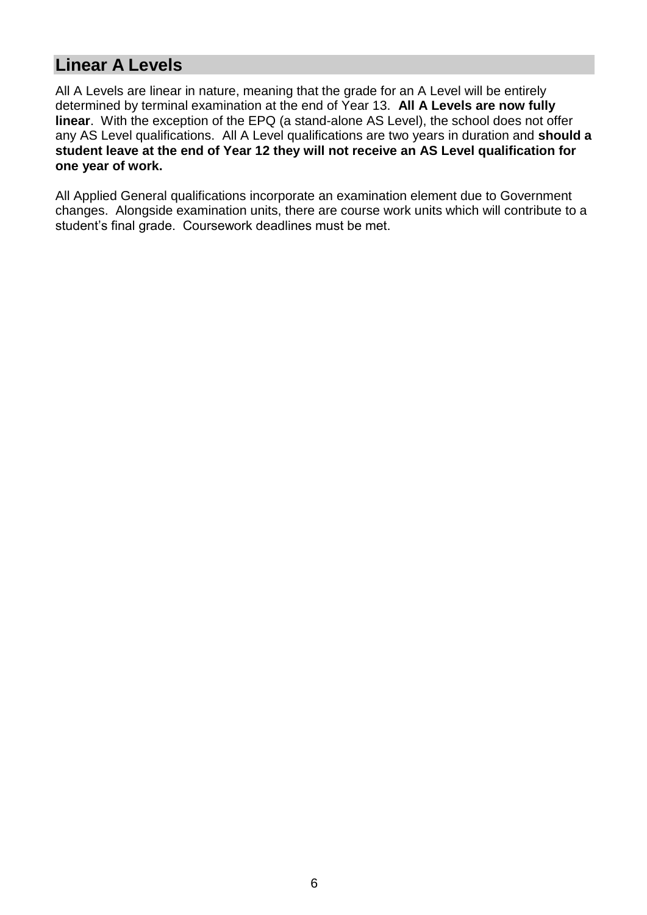## Linear A Levels

All A Levels are linear in nature, meaning that the grade for an A Level will be entirely determined by terminal examination at the end of Year 13. **All A Levels are now fully linear**. With the exception of the EPQ (a stand-alone AS Level), the school does not offer any AS Level qualifications. All A Level qualifications are two years in duration and **should a student leave at the end of Year 12 they will not receive an AS Level qualification for one year of work.**

All Applied General qualifications incorporate an examination element due to Government changes. Alongside examination units, there are course work units which will contribute to a student's final grade. Coursework deadlines must be met.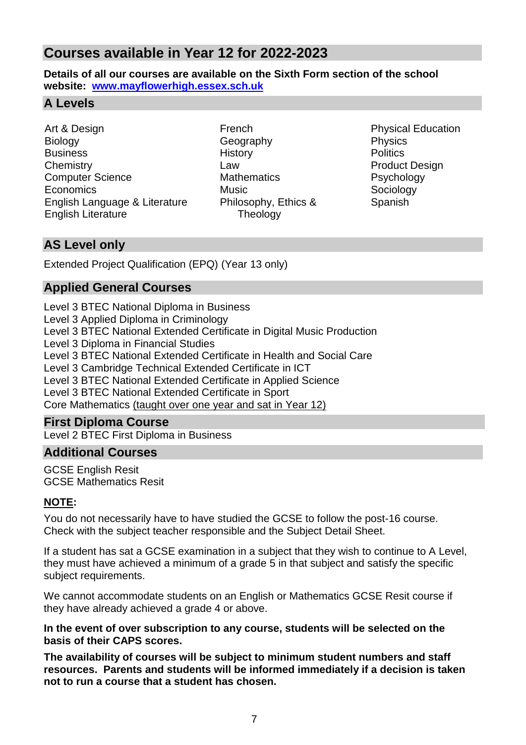## Courses available in Year 12 for 2022-2023

**Details of all our courses are available on the Sixth Form section of the school website: [www.mayflowerhigh.essex.sch.uk](http://www.mayflowerhigh.essex.sch.uk)**

### A Levels

- Art & Design
- Biology
- Business
- Chemistry
- Computer Science
- Economics
- English Language & Literature
- English Literature
- French
- Geography
- History
- Law
- Mathematics
- Music
- Philosophy, Ethics & Theology
- Physical Education
- Physics
- Politics
- Product Design
- Psychology
- Sociology
- Spanish

### AS Level only

Extended Project Qualification (EPQ) (Year 13 only)

### Applied General Courses

Level 3 BTEC National Diploma in Business
Level 3 Applied Diploma in Criminology
Level 3 BTEC National Extended Certificate in Digital Music Production
Level 3 Diploma in Financial Studies
Level 3 BTEC National Extended Certificate in Health and Social Care
Level 3 Cambridge Technical Extended Certificate in ICT
Level 3 BTEC National Extended Certificate in Applied Science
Level 3 BTEC National Extended Certificate in Sport
Core Mathematics (taught over one year and sat in Year 12)

### First Diploma Course

Level 2 BTEC First Diploma in Business

### Additional Courses

GCSE English Resit
GCSE Mathematics Resit

**NOTE:**

You do not necessarily have to have studied the GCSE to follow the post-16 course. Check with the subject teacher responsible and the Subject Detail Sheet.

If a student has sat a GCSE examination in a subject that they wish to continue to A Level, they must have achieved a minimum of a grade 5 in that subject and satisfy the specific subject requirements.

We cannot accommodate students on an English or Mathematics GCSE Resit course if they have already achieved a grade 4 or above.

**In the event of over subscription to any course, students will be selected on the basis of their CAPS scores.**

**The availability of courses will be subject to minimum student numbers and staff resources. Parents and students will be informed immediately if a decision is taken not to run a course that a student has chosen.**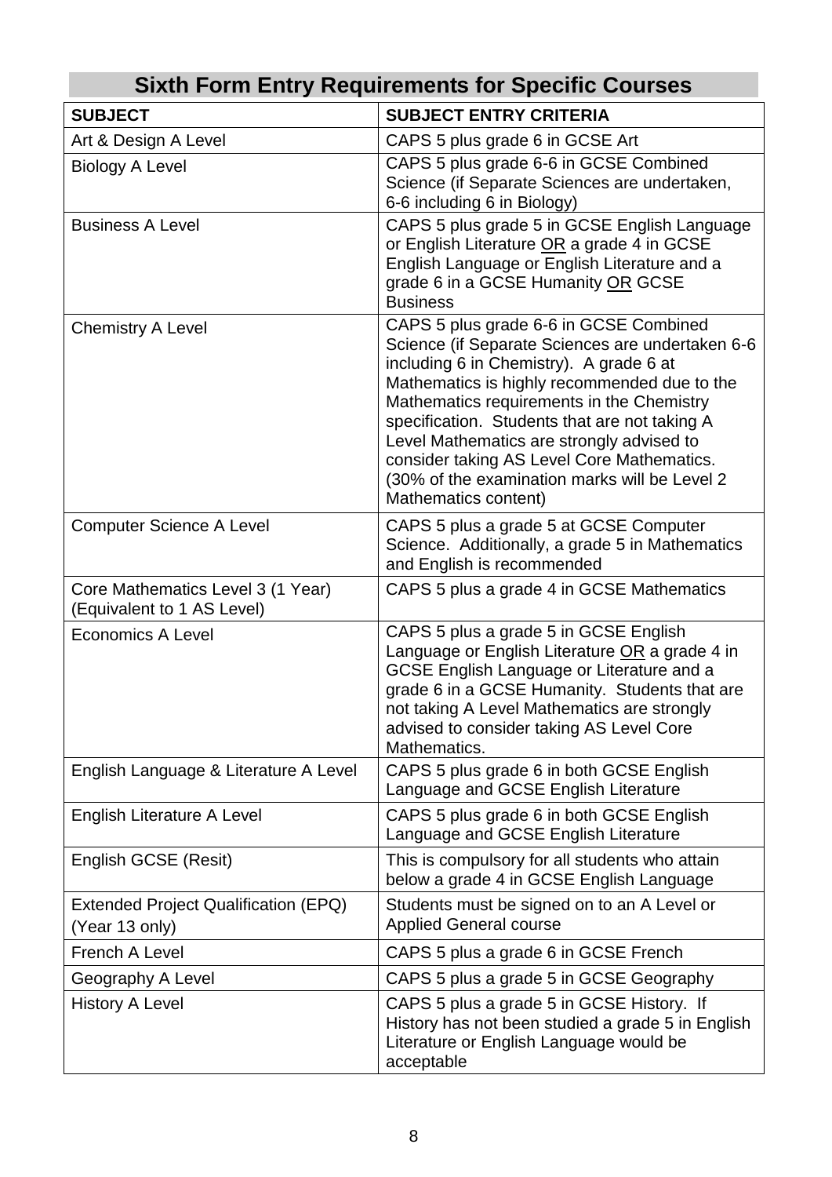# Sixth Form Entry Requirements for Specific Courses

| SUBJECT | SUBJECT ENTRY CRITERIA |
|---|---|
| Art & Design A Level | CAPS 5 plus grade 6 in GCSE Art |
| Biology A Level | CAPS 5 plus grade 6-6 in GCSE Combined Science (if Separate Sciences are undertaken, 6-6 including 6 in Biology) |
| Business A Level | CAPS 5 plus grade 5 in GCSE English Language or English Literature OR a grade 4 in GCSE English Language or English Literature and a grade 6 in a GCSE Humanity OR GCSE Business |
| Chemistry A Level | CAPS 5 plus grade 6-6 in GCSE Combined Science (if Separate Sciences are undertaken 6-6 including 6 in Chemistry). A grade 6 at Mathematics is highly recommended due to the Mathematics requirements in the Chemistry specification. Students that are not taking A Level Mathematics are strongly advised to consider taking AS Level Core Mathematics. (30% of the examination marks will be Level 2 Mathematics content) |
| Computer Science A Level | CAPS 5 plus a grade 5 at GCSE Computer Science. Additionally, a grade 5 in Mathematics and English is recommended |
| Core Mathematics Level 3 (1 Year) (Equivalent to 1 AS Level) | CAPS 5 plus a grade 4 in GCSE Mathematics |
| Economics A Level | CAPS 5 plus a grade 5 in GCSE English Language or English Literature OR a grade 4 in GCSE English Language or Literature and a grade 6 in a GCSE Humanity. Students that are not taking A Level Mathematics are strongly advised to consider taking AS Level Core Mathematics. |
| English Language & Literature A Level | CAPS 5 plus grade 6 in both GCSE English Language and GCSE English Literature |
| English Literature A Level | CAPS 5 plus grade 6 in both GCSE English Language and GCSE English Literature |
| English GCSE (Resit) | This is compulsory for all students who attain below a grade 4 in GCSE English Language |
| Extended Project Qualification (EPQ) (Year 13 only) | Students must be signed on to an A Level or Applied General course |
| French A Level | CAPS 5 plus a grade 6 in GCSE French |
| Geography A Level | CAPS 5 plus a grade 5 in GCSE Geography |
| History A Level | CAPS 5 plus a grade 5 in GCSE History. If History has not been studied a grade 5 in English Literature or English Language would be acceptable |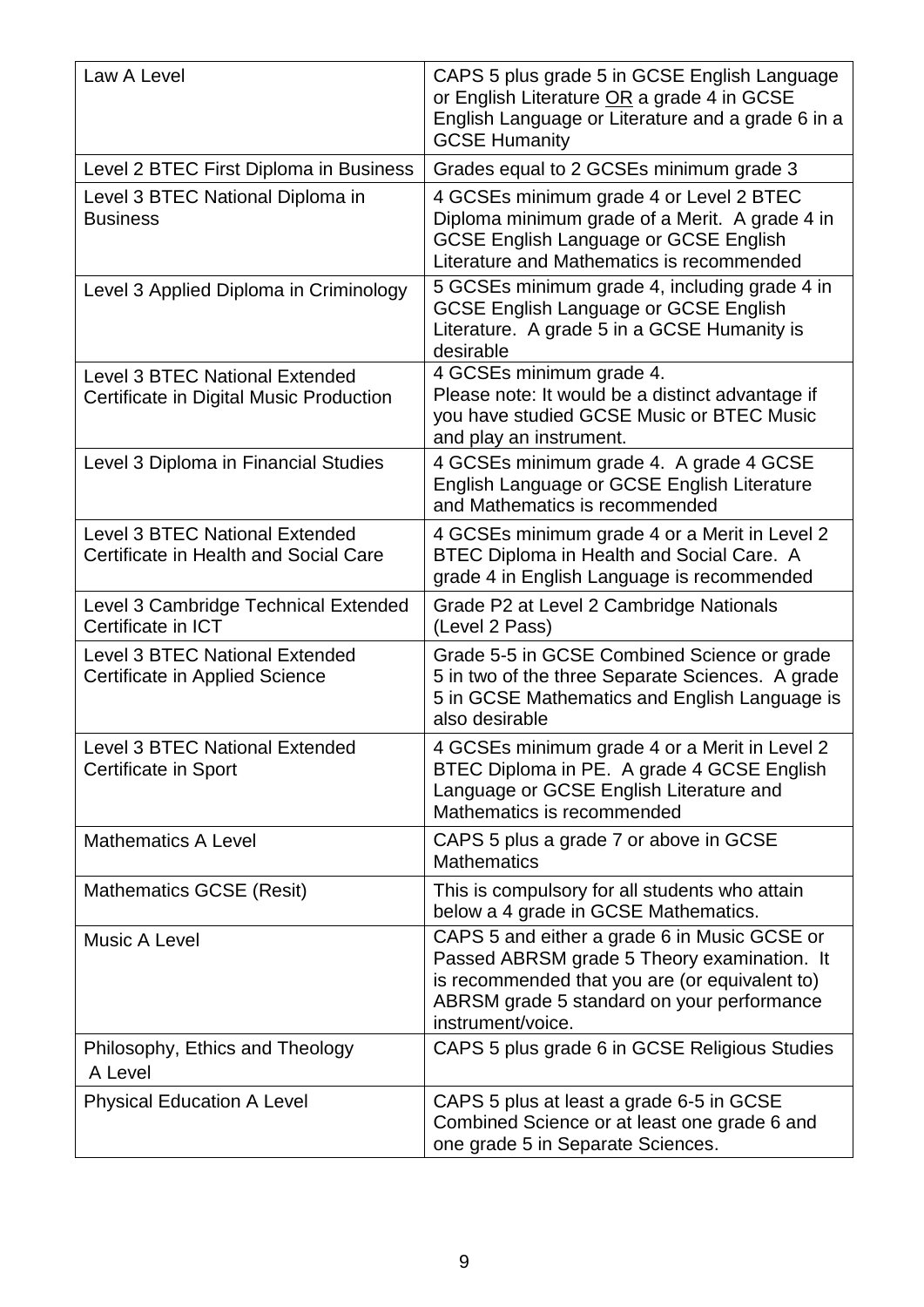| | |
|---|---|
| Law A Level | CAPS 5 plus grade 5 in GCSE English Language or English Literature <u>OR</u> a grade 4 in GCSE English Language or Literature and a grade 6 in a GCSE Humanity |
| Level 2 BTEC First Diploma in Business | Grades equal to 2 GCSEs minimum grade 3 |
| Level 3 BTEC National Diploma in Business | 4 GCSEs minimum grade 4 or Level 2 BTEC Diploma minimum grade of a Merit. A grade 4 in GCSE English Language or GCSE English Literature and Mathematics is recommended |
| Level 3 Applied Diploma in Criminology | 5 GCSEs minimum grade 4, including grade 4 in GCSE English Language or GCSE English Literature. A grade 5 in a GCSE Humanity is desirable |
| Level 3 BTEC National Extended Certificate in Digital Music Production | 4 GCSEs minimum grade 4. Please note: It would be a distinct advantage if you have studied GCSE Music or BTEC Music and play an instrument. |
| Level 3 Diploma in Financial Studies | 4 GCSEs minimum grade 4. A grade 4 GCSE English Language or GCSE English Literature and Mathematics is recommended |
| Level 3 BTEC National Extended Certificate in Health and Social Care | 4 GCSEs minimum grade 4 or a Merit in Level 2 BTEC Diploma in Health and Social Care. A grade 4 in English Language is recommended |
| Level 3 Cambridge Technical Extended Certificate in ICT | Grade P2 at Level 2 Cambridge Nationals (Level 2 Pass) |
| Level 3 BTEC National Extended Certificate in Applied Science | Grade 5-5 in GCSE Combined Science or grade 5 in two of the three Separate Sciences. A grade 5 in GCSE Mathematics and English Language is also desirable |
| Level 3 BTEC National Extended Certificate in Sport | 4 GCSEs minimum grade 4 or a Merit in Level 2 BTEC Diploma in PE. A grade 4 GCSE English Language or GCSE English Literature and Mathematics is recommended |
| Mathematics A Level | CAPS 5 plus a grade 7 or above in GCSE Mathematics |
| Mathematics GCSE (Resit) | This is compulsory for all students who attain below a 4 grade in GCSE Mathematics. |
| Music A Level | CAPS 5 and either a grade 6 in Music GCSE or Passed ABRSM grade 5 Theory examination. It is recommended that you are (or equivalent to) ABRSM grade 5 standard on your performance instrument/voice. |
| Philosophy, Ethics and Theology A Level | CAPS 5 plus grade 6 in GCSE Religious Studies |
| Physical Education A Level | CAPS 5 plus at least a grade 6-5 in GCSE Combined Science or at least one grade 6 and one grade 5 in Separate Sciences. |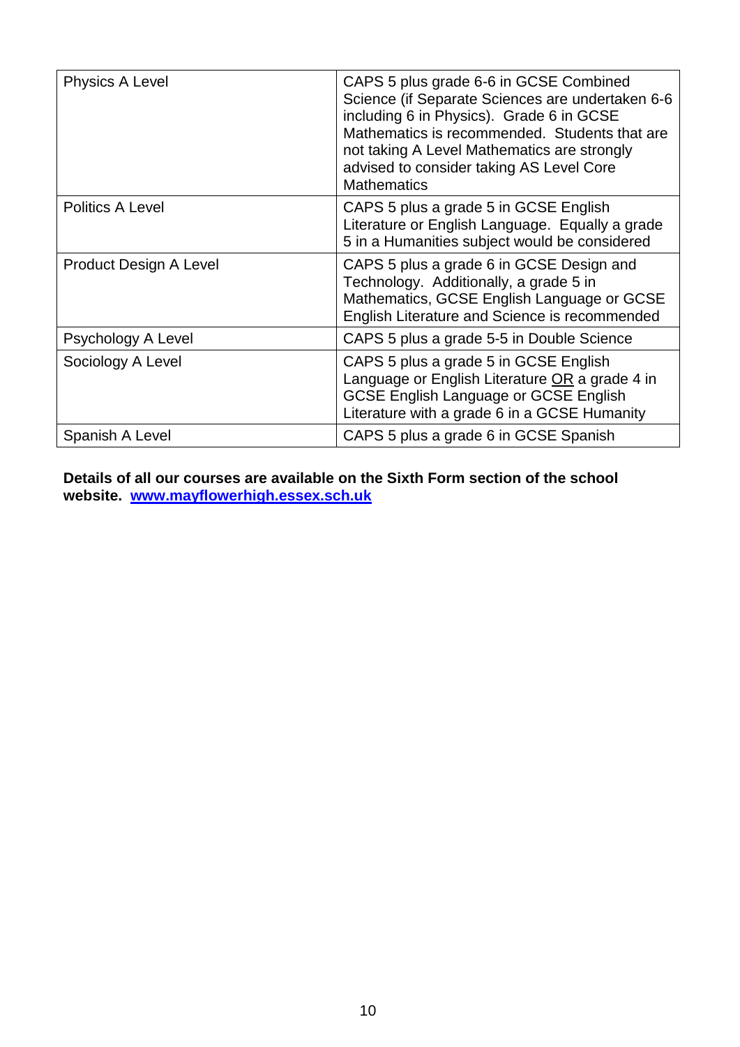| | |
|---|---|
| Physics A Level | CAPS 5 plus grade 6-6 in GCSE Combined Science (if Separate Sciences are undertaken 6-6 including 6 in Physics). Grade 6 in GCSE Mathematics is recommended. Students that are not taking A Level Mathematics are strongly advised to consider taking AS Level Core Mathematics |
| Politics A Level | CAPS 5 plus a grade 5 in GCSE English Literature or English Language. Equally a grade 5 in a Humanities subject would be considered |
| Product Design A Level | CAPS 5 plus a grade 6 in GCSE Design and Technology. Additionally, a grade 5 in Mathematics, GCSE English Language or GCSE English Literature and Science is recommended |
| Psychology A Level | CAPS 5 plus a grade 5-5 in Double Science |
| Sociology A Level | CAPS 5 plus a grade 5 in GCSE English Language or English Literature OR a grade 4 in GCSE English Language or GCSE English Literature with a grade 6 in a GCSE Humanity |
| Spanish A Level | CAPS 5 plus a grade 6 in GCSE Spanish |

**Details of all our courses are available on the Sixth Form section of the school website. [www.mayflowerhigh.essex.sch.uk](http://www.mayflowerhigh.essex.sch.uk)**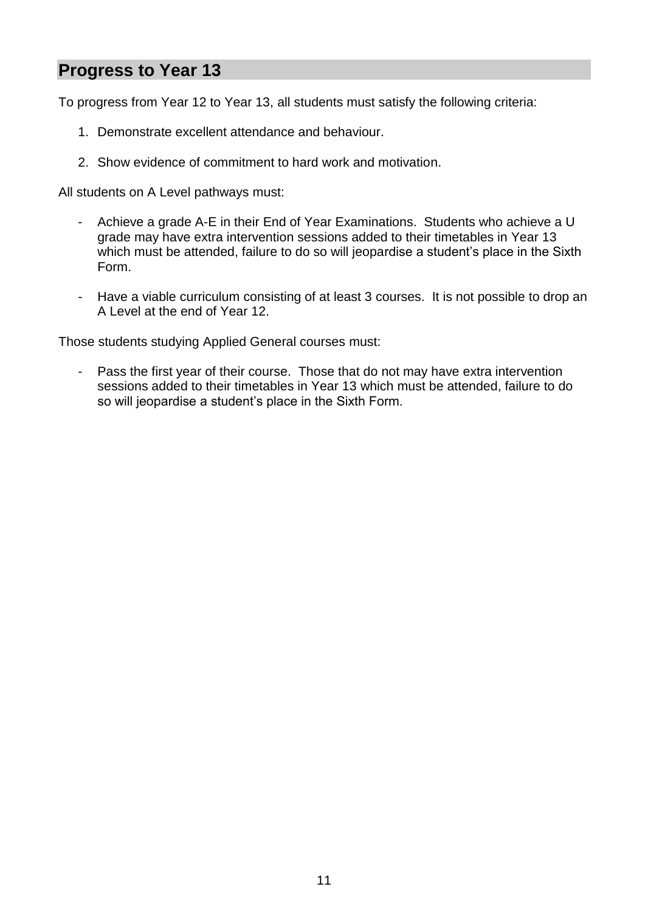## Progress to Year 13

To progress from Year 12 to Year 13, all students must satisfy the following criteria:

1. Demonstrate excellent attendance and behaviour.
2. Show evidence of commitment to hard work and motivation.

All students on A Level pathways must:

- Achieve a grade A-E in their End of Year Examinations. Students who achieve a U grade may have extra intervention sessions added to their timetables in Year 13 which must be attended, failure to do so will jeopardise a student's place in the Sixth Form.
- Have a viable curriculum consisting of at least 3 courses. It is not possible to drop an A Level at the end of Year 12.

Those students studying Applied General courses must:

- Pass the first year of their course. Those that do not may have extra intervention sessions added to their timetables in Year 13 which must be attended, failure to do so will jeopardise a student's place in the Sixth Form.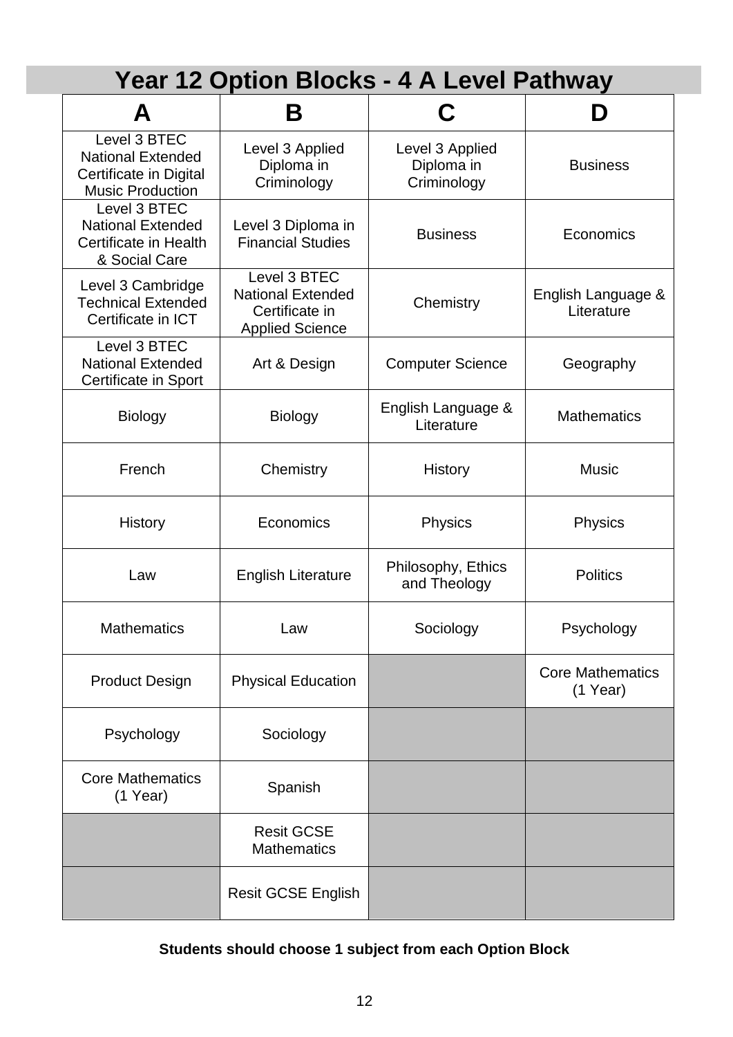# Year 12 Option Blocks - 4 A Level Pathway

| A | B | C | D |
|---|---|---|---|
| Level 3 BTEC National Extended Certificate in Digital Music Production | Level 3 Applied Diploma in Criminology | Level 3 Applied Diploma in Criminology | Business |
| Level 3 BTEC National Extended Certificate in Health & Social Care | Level 3 Diploma in Financial Studies | Business | Economics |
| Level 3 Cambridge Technical Extended Certificate in ICT | Level 3 BTEC National Extended Certificate in Applied Science | Chemistry | English Language & Literature |
| Level 3 BTEC National Extended Certificate in Sport | Art & Design | Computer Science | Geography |
| Biology | Biology | English Language & Literature | Mathematics |
| French | Chemistry | History | Music |
| History | Economics | Physics | Physics |
| Law | English Literature | Philosophy, Ethics and Theology | Politics |
| Mathematics | Law | Sociology | Psychology |
| Product Design | Physical Education | | Core Mathematics (1 Year) |
| Psychology | Sociology | | |
| Core Mathematics (1 Year) | Spanish | | |
| | Resit GCSE Mathematics | | |
| | Resit GCSE English | | |

**Students should choose 1 subject from each Option Block**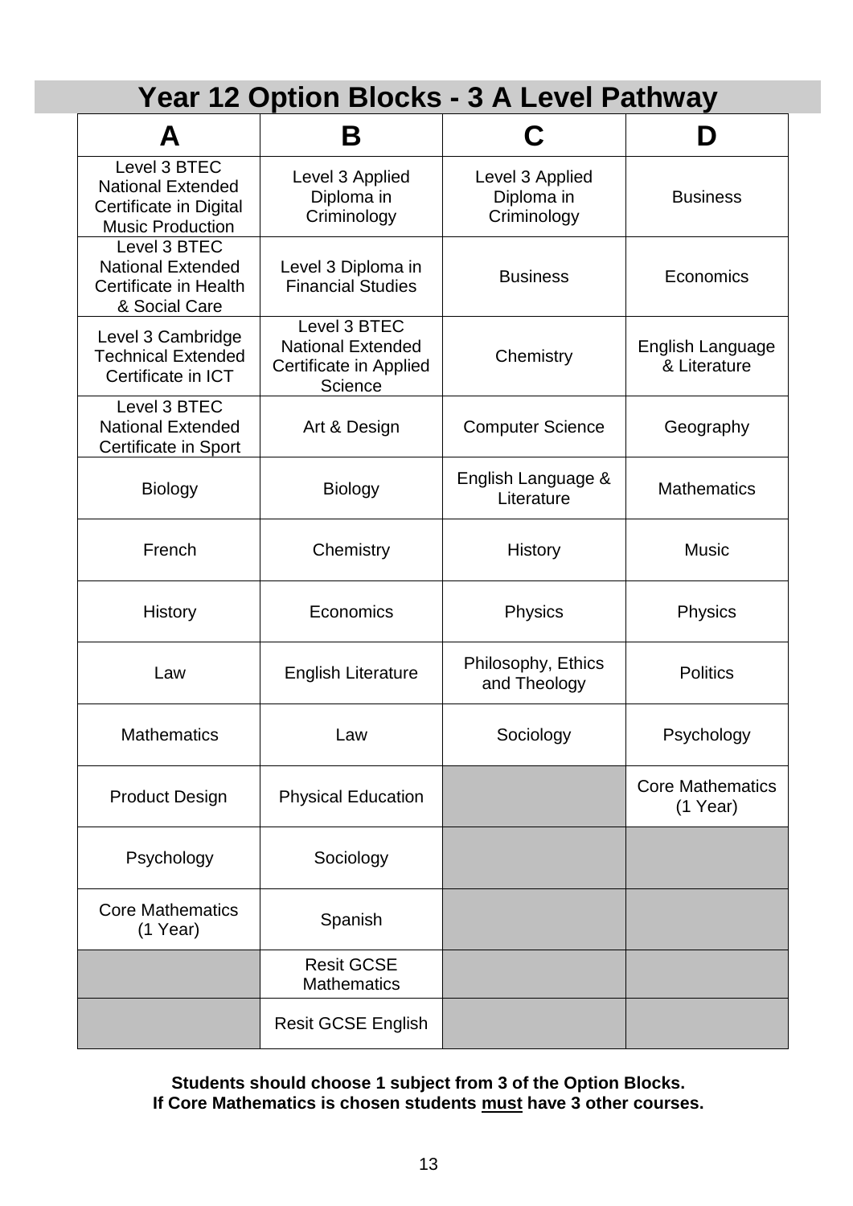# Year 12 Option Blocks - 3 A Level Pathway

| A | B | C | D |
|---|---|---|---|
| Level 3 BTEC National Extended Certificate in Digital Music Production | Level 3 Applied Diploma in Criminology | Level 3 Applied Diploma in Criminology | Business |
| Level 3 BTEC National Extended Certificate in Health & Social Care | Level 3 Diploma in Financial Studies | Business | Economics |
| Level 3 Cambridge Technical Extended Certificate in ICT | Level 3 BTEC National Extended Certificate in Applied Science | Chemistry | English Language & Literature |
| Level 3 BTEC National Extended Certificate in Sport | Art & Design | Computer Science | Geography |
| Biology | Biology | English Language & Literature | Mathematics |
| French | Chemistry | History | Music |
| History | Economics | Physics | Physics |
| Law | English Literature | Philosophy, Ethics and Theology | Politics |
| Mathematics | Law | Sociology | Psychology |
| Product Design | Physical Education | | Core Mathematics (1 Year) |
| Psychology | Sociology | | |
| Core Mathematics (1 Year) | Spanish | | |
| | Resit GCSE Mathematics | | |
| | Resit GCSE English | | |

**Students should choose 1 subject from 3 of the Option Blocks.**
**If Core Mathematics is chosen students must have 3 other courses.**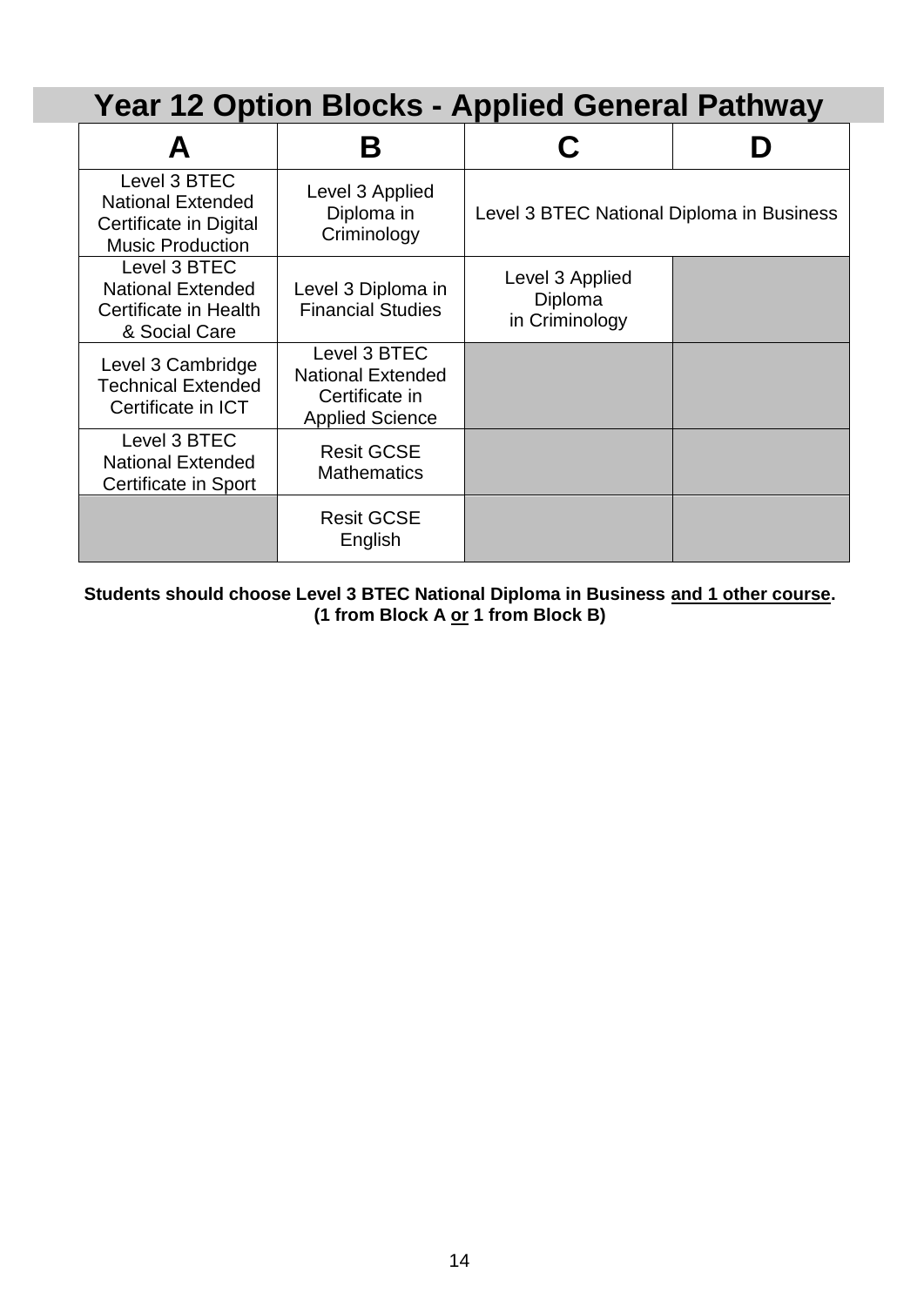# Year 12 Option Blocks - Applied General Pathway

| A | B | C | D |
|---|---|---|---|
| Level 3 BTEC National Extended Certificate in Digital Music Production | Level 3 Applied Diploma in Criminology | Level 3 BTEC National Diploma in Business | |
| Level 3 BTEC National Extended Certificate in Health & Social Care | Level 3 Diploma in Financial Studies | Level 3 Applied Diploma in Criminology | |
| Level 3 Cambridge Technical Extended Certificate in ICT | Level 3 BTEC National Extended Certificate in Applied Science | | |
| Level 3 BTEC National Extended Certificate in Sport | Resit GCSE Mathematics | | |
| | Resit GCSE English | | |

**Students should choose Level 3 BTEC National Diploma in Business and 1 other course. (1 from Block A or 1 from Block B)**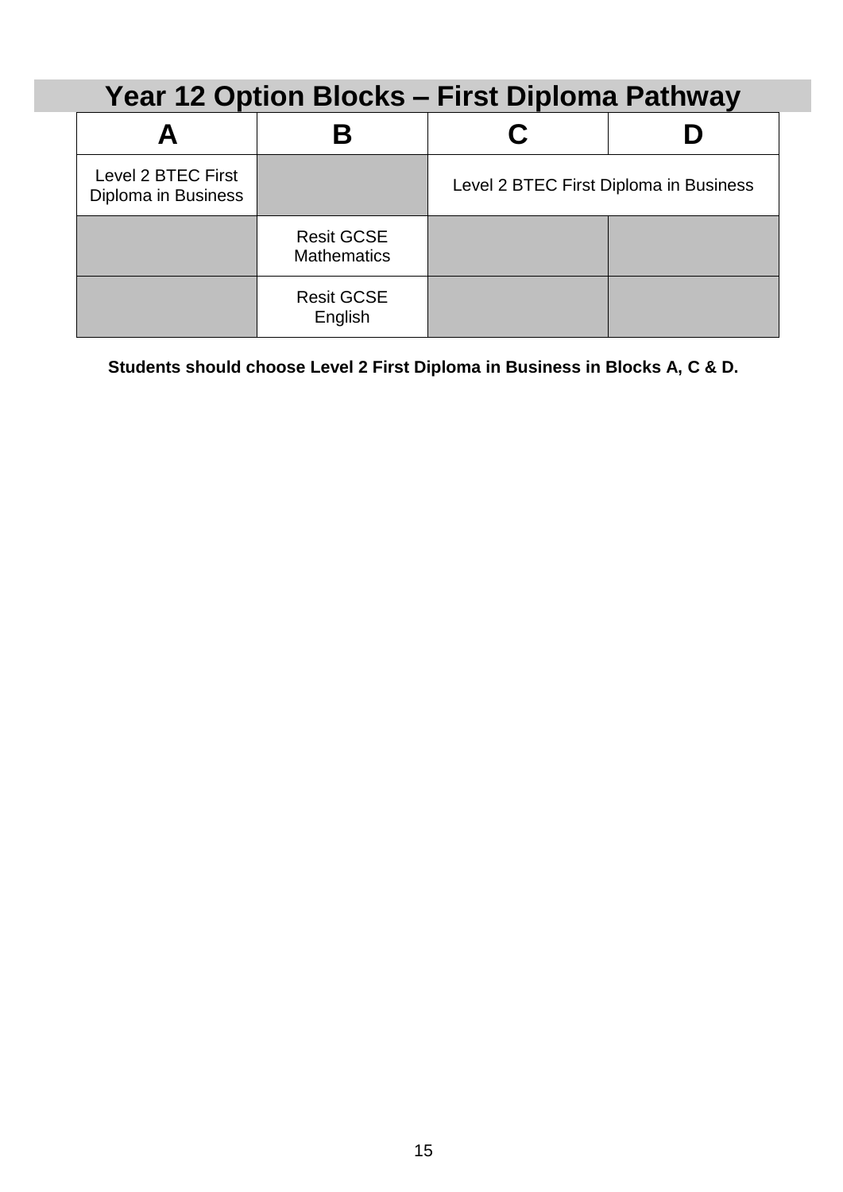# Year 12 Option Blocks – First Diploma Pathway

| A | B | C | D |
|---|---|---|---|
| Level 2 BTEC First Diploma in Business | | Level 2 BTEC First Diploma in Business | |
| | Resit GCSE Mathematics | | |
| | Resit GCSE English | | |

**Students should choose Level 2 First Diploma in Business in Blocks A, C & D.**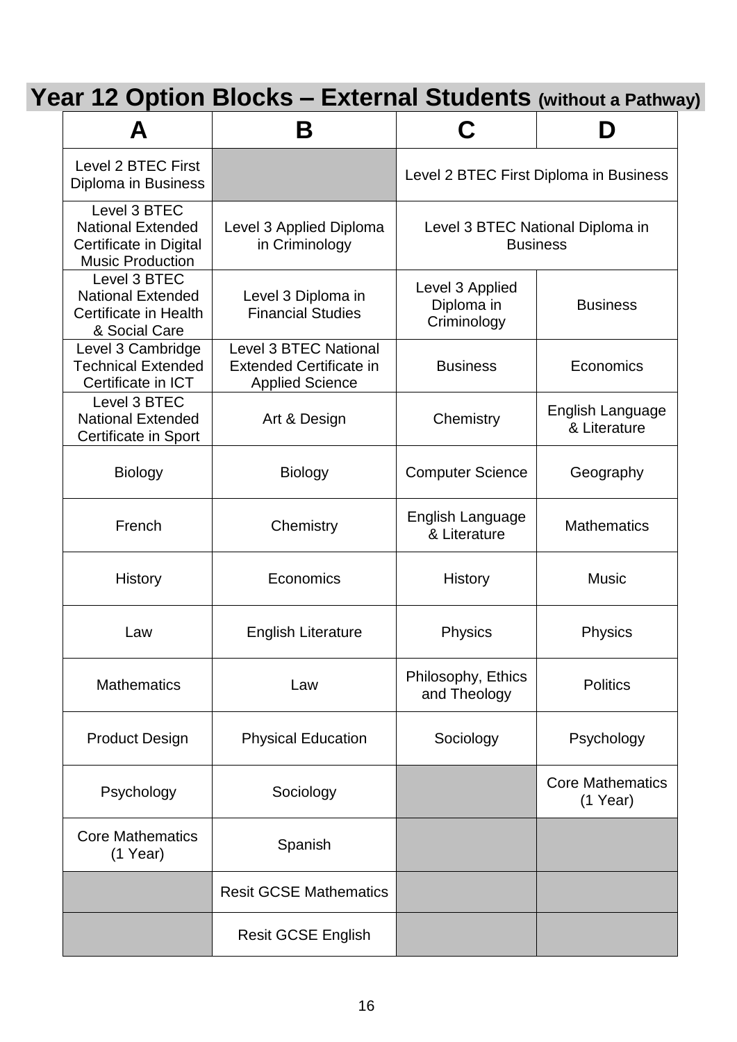# Year 12 Option Blocks – External Students (without a Pathway)

| A | B | C | D |
|---|---|---|---|
| Level 2 BTEC First Diploma in Business | | Level 2 BTEC First Diploma in Business | |
| Level 3 BTEC National Extended Certificate in Digital Music Production | Level 3 Applied Diploma in Criminology | Level 3 BTEC National Diploma in Business | |
| Level 3 BTEC National Extended Certificate in Health & Social Care | Level 3 Diploma in Financial Studies | Level 3 Applied Diploma in Criminology | Business |
| Level 3 Cambridge Technical Extended Certificate in ICT | Level 3 BTEC National Extended Certificate in Applied Science | Business | Economics |
| Level 3 BTEC National Extended Certificate in Sport | Art & Design | Chemistry | English Language & Literature |
| Biology | Biology | Computer Science | Geography |
| French | Chemistry | English Language & Literature | Mathematics |
| History | Economics | History | Music |
| Law | English Literature | Physics | Physics |
| Mathematics | Law | Philosophy, Ethics and Theology | Politics |
| Product Design | Physical Education | Sociology | Psychology |
| Psychology | Sociology | | Core Mathematics (1 Year) |
| Core Mathematics (1 Year) | Spanish | | |
| | Resit GCSE Mathematics | | |
| | Resit GCSE English | | |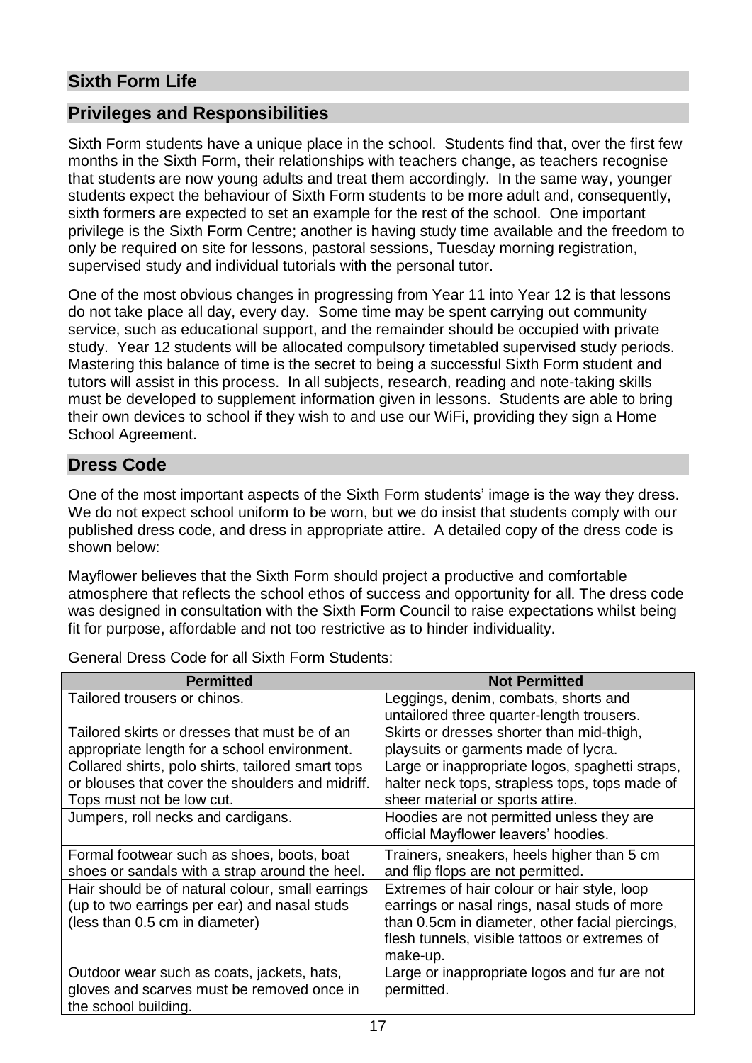## Sixth Form Life

## Privileges and Responsibilities

Sixth Form students have a unique place in the school. Students find that, over the first few months in the Sixth Form, their relationships with teachers change, as teachers recognise that students are now young adults and treat them accordingly. In the same way, younger students expect the behaviour of Sixth Form students to be more adult and, consequently, sixth formers are expected to set an example for the rest of the school. One important privilege is the Sixth Form Centre; another is having study time available and the freedom to only be required on site for lessons, pastoral sessions, Tuesday morning registration, supervised study and individual tutorials with the personal tutor.

One of the most obvious changes in progressing from Year 11 into Year 12 is that lessons do not take place all day, every day. Some time may be spent carrying out community service, such as educational support, and the remainder should be occupied with private study. Year 12 students will be allocated compulsory timetabled supervised study periods. Mastering this balance of time is the secret to being a successful Sixth Form student and tutors will assist in this process. In all subjects, research, reading and note-taking skills must be developed to supplement information given in lessons. Students are able to bring their own devices to school if they wish to and use our WiFi, providing they sign a Home School Agreement.

## Dress Code

One of the most important aspects of the Sixth Form students' image is the way they dress. We do not expect school uniform to be worn, but we do insist that students comply with our published dress code, and dress in appropriate attire. A detailed copy of the dress code is shown below:

Mayflower believes that the Sixth Form should project a productive and comfortable atmosphere that reflects the school ethos of success and opportunity for all. The dress code was designed in consultation with the Sixth Form Council to raise expectations whilst being fit for purpose, affordable and not too restrictive as to hinder individuality.

General Dress Code for all Sixth Form Students:

| Permitted | Not Permitted |
|---|---|
| Tailored trousers or chinos. | Leggings, denim, combats, shorts and untailored three quarter-length trousers. |
| Tailored skirts or dresses that must be of an appropriate length for a school environment. | Skirts or dresses shorter than mid-thigh, playsuits or garments made of lycra. |
| Collared shirts, polo shirts, tailored smart tops or blouses that cover the shoulders and midriff. Tops must not be low cut. | Large or inappropriate logos, spaghetti straps, halter neck tops, strapless tops, tops made of sheer material or sports attire. |
| Jumpers, roll necks and cardigans. | Hoodies are not permitted unless they are official Mayflower leavers' hoodies. |
| Formal footwear such as shoes, boots, boat shoes or sandals with a strap around the heel. | Trainers, sneakers, heels higher than 5 cm and flip flops are not permitted. |
| Hair should be of natural colour, small earrings (up to two earrings per ear) and nasal studs (less than 0.5 cm in diameter) | Extremes of hair colour or hair style, loop earrings or nasal rings, nasal studs of more than 0.5cm in diameter, other facial piercings, flesh tunnels, visible tattoos or extremes of make-up. |
| Outdoor wear such as coats, jackets, hats, gloves and scarves must be removed once in the school building. | Large or inappropriate logos and fur are not permitted. |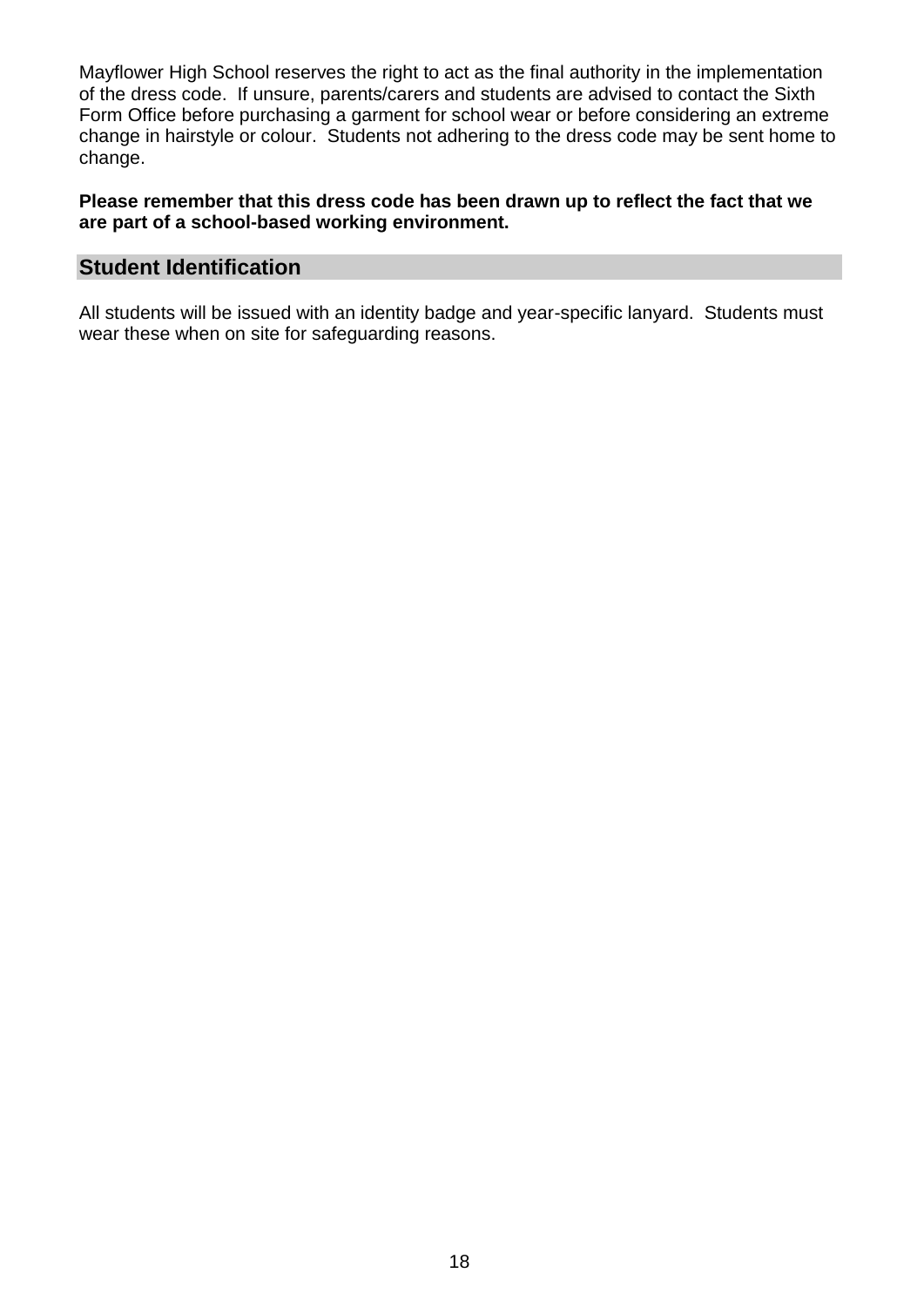Mayflower High School reserves the right to act as the final authority in the implementation of the dress code. If unsure, parents/carers and students are advised to contact the Sixth Form Office before purchasing a garment for school wear or before considering an extreme change in hairstyle or colour. Students not adhering to the dress code may be sent home to change.

**Please remember that this dress code has been drawn up to reflect the fact that we are part of a school-based working environment.**

## Student Identification

All students will be issued with an identity badge and year-specific lanyard. Students must wear these when on site for safeguarding reasons.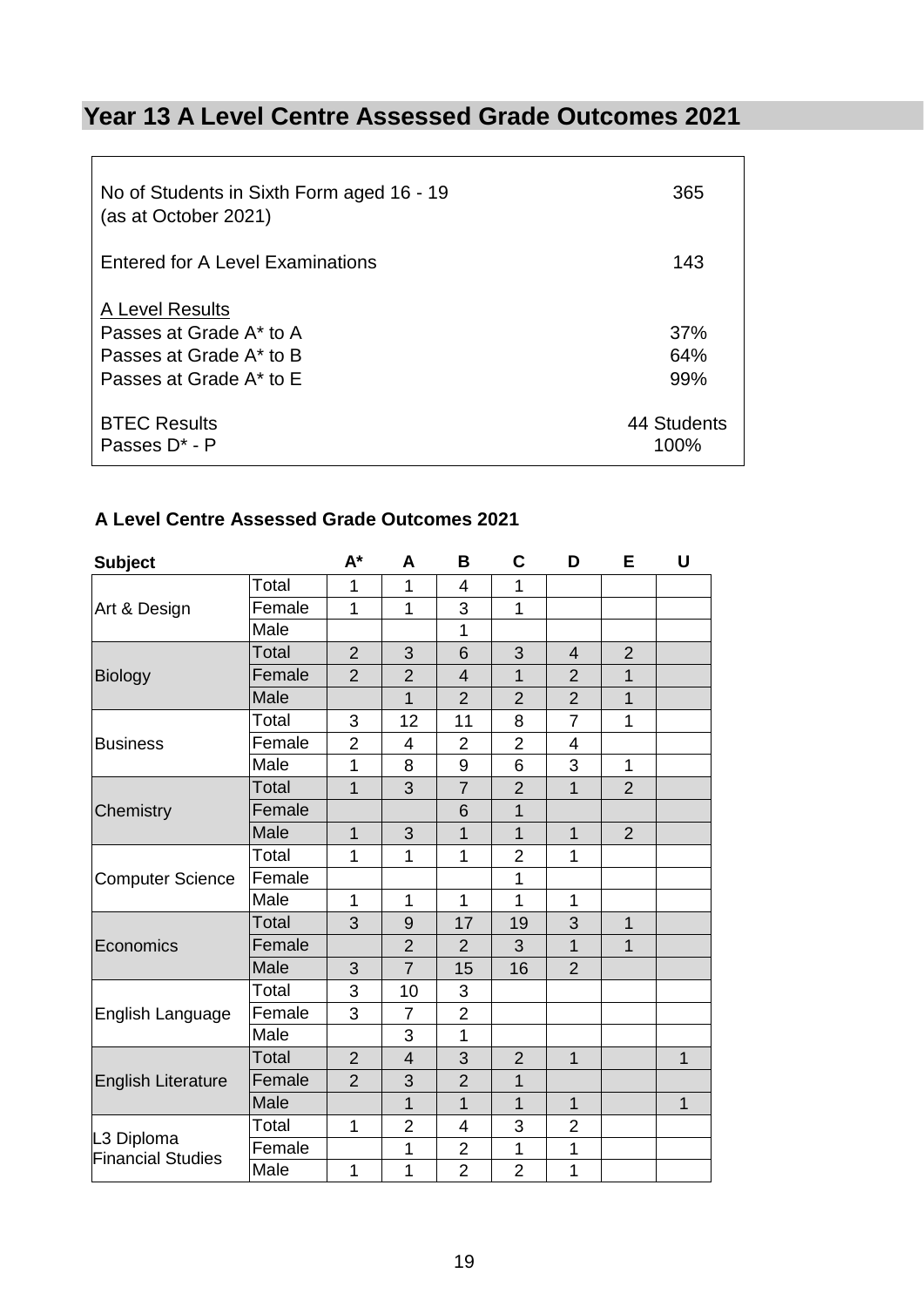# Year 13 A Level Centre Assessed Grade Outcomes 2021

| | |
|---|---|
| No of Students in Sixth Form aged 16 - 19 (as at October 2021) | 365 |
| Entered for A Level Examinations | 143 |
| A Level Results | |
| Passes at Grade A* to A | 37% |
| Passes at Grade A* to B | 64% |
| Passes at Grade A* to E | 99% |
| BTEC Results | 44 Students |
| Passes D* - P | 100% |

### A Level Centre Assessed Grade Outcomes 2021

| Subject | | A* | A | B | C | D | E | U |
|---|---|---|---|---|---|---|---|---|
| Art & Design | Total | 1 | 1 | 4 | 1 | | | |
| | Female | 1 | 1 | 3 | 1 | | | |
| | Male | | | 1 | | | | |
| Biology | Total | 2 | 3 | 6 | 3 | 4 | 2 | |
| | Female | 2 | 2 | 4 | 1 | 2 | 1 | |
| | Male | | 1 | 2 | 2 | 2 | 1 | |
| Business | Total | 3 | 12 | 11 | 8 | 7 | 1 | |
| | Female | 2 | 4 | 2 | 2 | 4 | | |
| | Male | 1 | 8 | 9 | 6 | 3 | 1 | |
| Chemistry | Total | 1 | 3 | 7 | 2 | 1 | 2 | |
| | Female | | | 6 | 1 | | | |
| | Male | 1 | 3 | 1 | 1 | 1 | 2 | |
| Computer Science | Total | 1 | 1 | 1 | 2 | 1 | | |
| | Female | | | | 1 | | | |
| | Male | 1 | 1 | 1 | 1 | 1 | | |
| Economics | Total | 3 | 9 | 17 | 19 | 3 | 1 | |
| | Female | | 2 | 2 | 3 | 1 | 1 | |
| | Male | 3 | 7 | 15 | 16 | 2 | | |
| English Language | Total | 3 | 10 | 3 | | | | |
| | Female | 3 | 7 | 2 | | | | |
| | Male | | 3 | 1 | | | | |
| English Literature | Total | 2 | 4 | 3 | 2 | 1 | | 1 |
| | Female | 2 | 3 | 2 | 1 | | | |
| | Male | | 1 | 1 | 1 | 1 | | 1 |
| L3 Diploma Financial Studies | Total | 1 | 2 | 4 | 3 | 2 | | |
| | Female | | 1 | 2 | 1 | 1 | | |
| | Male | 1 | 1 | 2 | 2 | 1 | | |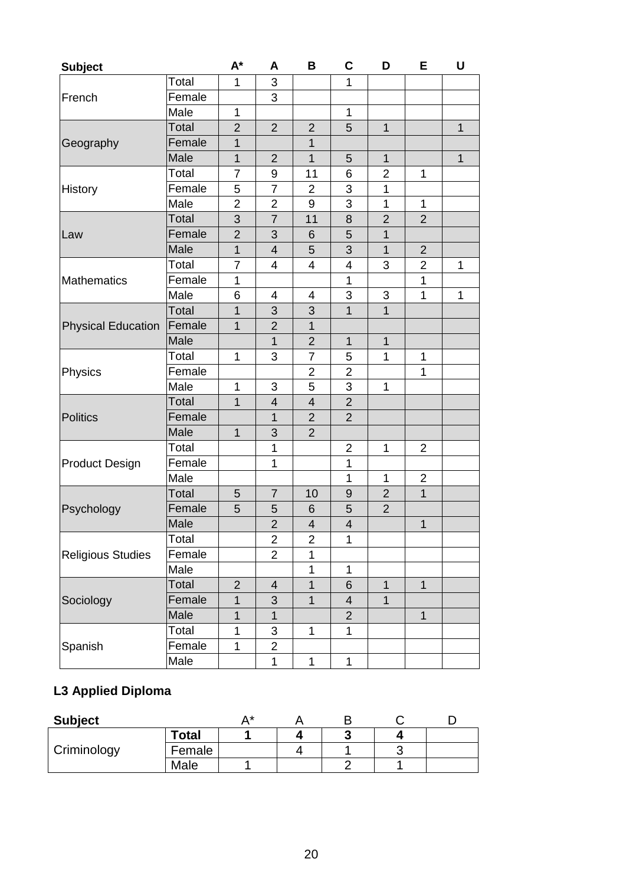| Subject | | A* | A | B | C | D | E | U |
|---|---|---|---|---|---|---|---|---|
| French | Total | 1 | 3 | | 1 | | | |
| | Female | | 3 | | | | | |
| | Male | 1 | | | 1 | | | |
| Geography | Total | 2 | 2 | 2 | 5 | 1 | | 1 |
| | Female | 1 | | 1 | | | | |
| | Male | 1 | 2 | 1 | 5 | 1 | | 1 |
| History | Total | 7 | 9 | 11 | 6 | 2 | 1 | |
| | Female | 5 | 7 | 2 | 3 | 1 | | |
| | Male | 2 | 2 | 9 | 3 | 1 | 1 | |
| Law | Total | 3 | 7 | 11 | 8 | 2 | 2 | |
| | Female | 2 | 3 | 6 | 5 | 1 | | |
| | Male | 1 | 4 | 5 | 3 | 1 | 2 | |
| Mathematics | Total | 7 | 4 | 4 | 4 | 3 | 2 | 1 |
| | Female | 1 | | | 1 | | 1 | |
| | Male | 6 | 4 | 4 | 3 | 3 | 1 | 1 |
| Physical Education | Total | 1 | 3 | 3 | 1 | 1 | | |
| | Female | 1 | 2 | 1 | | | | |
| | Male | | 1 | 2 | 1 | 1 | | |
| Physics | Total | 1 | 3 | 7 | 5 | 1 | 1 | |
| | Female | | | 2 | 2 | | 1 | |
| | Male | 1 | 3 | 5 | 3 | 1 | | |
| Politics | Total | 1 | 4 | 4 | 2 | | | |
| | Female | | 1 | 2 | 2 | | | |
| | Male | 1 | 3 | 2 | | | | |
| Product Design | Total | | 1 | | 2 | 1 | 2 | |
| | Female | | 1 | | 1 | | | |
| | Male | | | | 1 | 1 | 2 | |
| Psychology | Total | 5 | 7 | 10 | 9 | 2 | 1 | |
| | Female | 5 | 5 | 6 | 5 | 2 | | |
| | Male | | 2 | 4 | 4 | | 1 | |
| Religious Studies | Total | | 2 | 2 | 1 | | | |
| | Female | | 2 | 1 | | | | |
| | Male | | | 1 | 1 | | | |
| Sociology | Total | 2 | 4 | 1 | 6 | 1 | 1 | |
| | Female | 1 | 3 | 1 | 4 | 1 | | |
| | Male | 1 | 1 | | 2 | | 1 | |
| Spanish | Total | 1 | 3 | 1 | 1 | | | |
| | Female | 1 | 2 | | | | | |
| | Male | | 1 | 1 | 1 | | | |

## L3 Applied Diploma

| Subject | | A* | A | B | C | D |
|---|---|---|---|---|---|---|
| Criminology | **Total** | **1** | **4** | **3** | **4** | |
| | Female | | 4 | 1 | 3 | |
| | Male | 1 | | 2 | 1 | |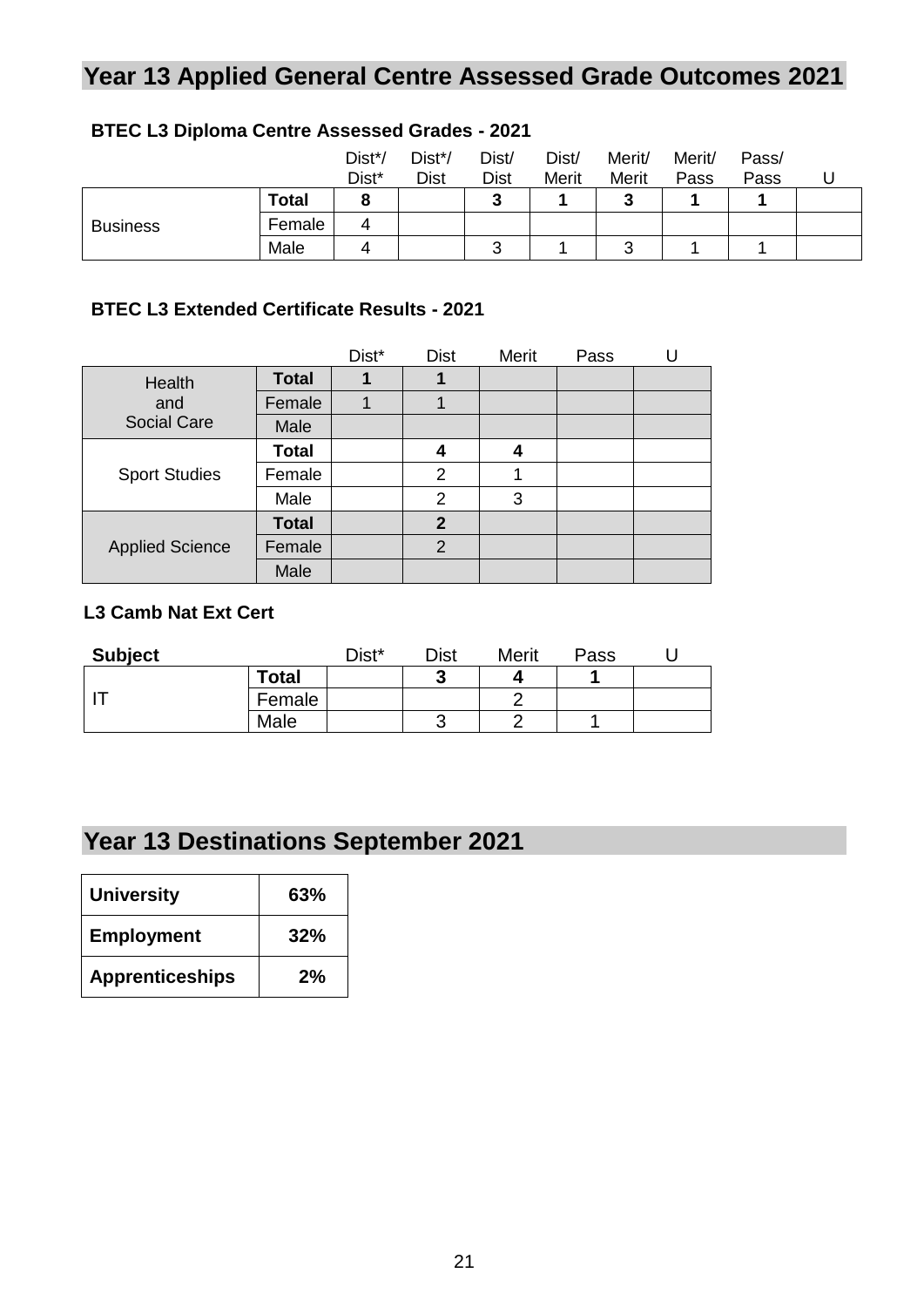# Year 13 Applied General Centre Assessed Grade Outcomes 2021

### BTEC L3 Diploma Centre Assessed Grades - 2021

| | | Dist*/ Dist* | Dist*/ Dist | Dist/ Dist | Dist/ Merit | Merit/ Merit | Merit/ Pass | Pass/ Pass | U |
|---|---|---|---|---|---|---|---|---|---|
| Business | **Total** | **8** | | **3** | **1** | **3** | **1** | **1** | |
| | Female | 4 | | | | | | | |
| | Male | 4 | | 3 | 1 | 3 | 1 | 1 | |

### BTEC L3 Extended Certificate Results - 2021

| | | Dist* | Dist | Merit | Pass | U |
|---|---|---|---|---|---|---|
| Health and Social Care | **Total** | **1** | **1** | | | |
| | Female | 1 | 1 | | | |
| | Male | | | | | |
| Sport Studies | **Total** | | **4** | **4** | | |
| | Female | | 2 | 1 | | |
| | Male | | 2 | 3 | | |
| Applied Science | **Total** | | **2** | | | |
| | Female | | 2 | | | |
| | Male | | | | | |

### L3 Camb Nat Ext Cert

| **Subject** | | Dist* | Dist | Merit | Pass | U |
|---|---|---|---|---|---|---|
| IT | **Total** | | **3** | **4** | **1** | |
| | Female | | | 2 | | |
| | Male | | 3 | 2 | 1 | |

# Year 13 Destinations September 2021

| | |
|---|---|
| **University** | **63%** |
| **Employment** | **32%** |
| **Apprenticeships** | **2%** |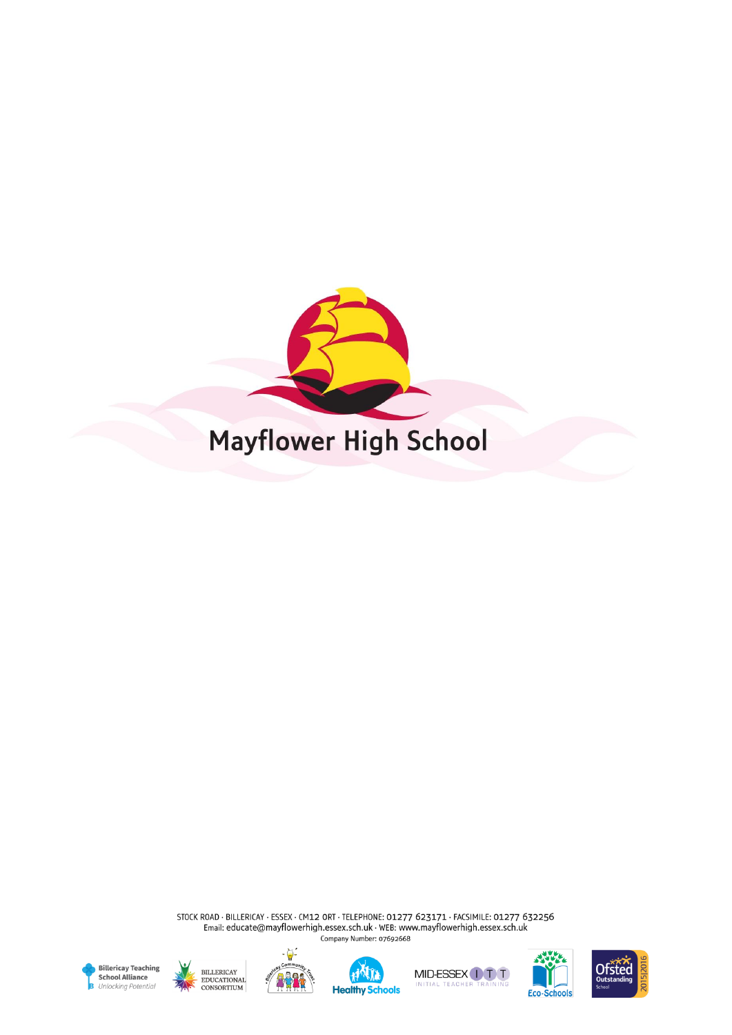# Mayflower High School

STOCK ROAD · BILLERICAY · ESSEX · CM12 0RT · TELEPHONE: 01277 623171 · FACSIMILE: 01277 632256
Email: educate@mayflowerhigh.essex.sch.uk · WEB: www.mayflowerhigh.essex.sch.uk
Company Number: 07692668

Billericay Teaching School Alliance *Unlocking Potential*

BILLERICAY EDUCATIONAL CONSORTIUM

Billericay Community Trust

Healthy Schools

MID-ESSEX ITT INITIAL TEACHER TRAINING

Eco-Schools

Ofsted Outstanding School 2015|2016